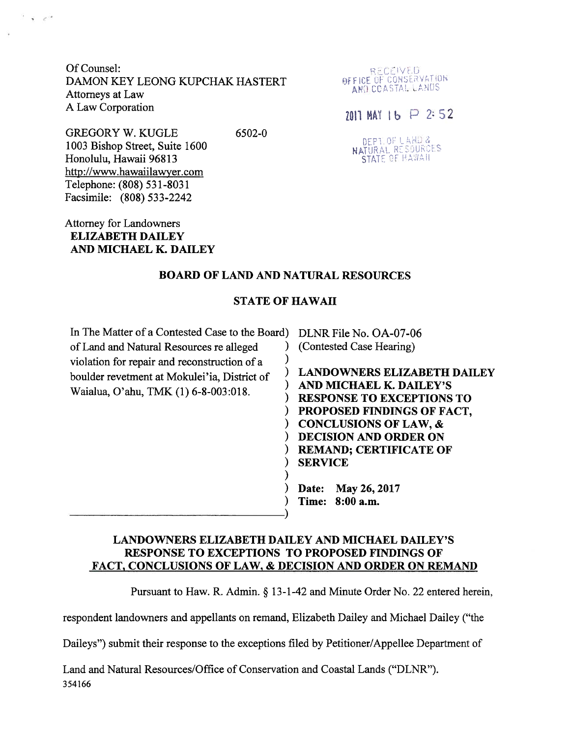Of Counsel:
DAMON KEY LEONG KUPCHAK HASTERT
Attorneys at Law
A Law Corporation

RECEIVED
OFFICE OF CONSERVATION
AND COASTAL LANDS

2017 MAY 16 P 2:52

DEPT. OF LAND &
NATURAL RESOURCES
STATE OF HAWAII

GREGORY W. KUGLE 6502-0
1003 Bishop Street, Suite 1600
Honolulu, Hawaii 96813
http://www.hawaiilawyer.com
Telephone: (808) 531-8031
Facsimile: (808) 533-2242

Attorney for Landowners
**ELIZABETH DAILEY**
**AND MICHAEL K. DAILEY**

**BOARD OF LAND AND NATURAL RESOURCES**

**STATE OF HAWAII**

| | |
|---|---|
| In The Matter of a Contested Case to the Board of Land and Natural Resources re alleged violation for repair and reconstruction of a boulder revetment at Mokulei'ia, District of Waialua, O'ahu, TMK (1) 6-8-003:018. | DLNR File No. OA-07-06 (Contested Case Hearing) <br><br> **LANDOWNERS ELIZABETH DAILEY AND MICHAEL K. DAILEY'S RESPONSE TO EXCEPTIONS TO PROPOSED FINDINGS OF FACT, CONCLUSIONS OF LAW, & DECISION AND ORDER ON REMAND; CERTIFICATE OF SERVICE** <br><br> **Date: May 26, 2017** <br> **Time: 8:00 a.m.** |

**LANDOWNERS ELIZABETH DAILEY AND MICHAEL DAILEY'S RESPONSE TO EXCEPTIONS TO PROPOSED FINDINGS OF FACT, CONCLUSIONS OF LAW, & DECISION AND ORDER ON REMAND**

Pursuant to Haw. R. Admin. § 13-1-42 and Minute Order No. 22 entered herein, respondent landowners and appellants on remand, Elizabeth Dailey and Michael Dailey ("the Daileys") submit their response to the exceptions filed by Petitioner/Appellee Department of Land and Natural Resources/Office of Conservation and Coastal Lands ("DLNR").

354166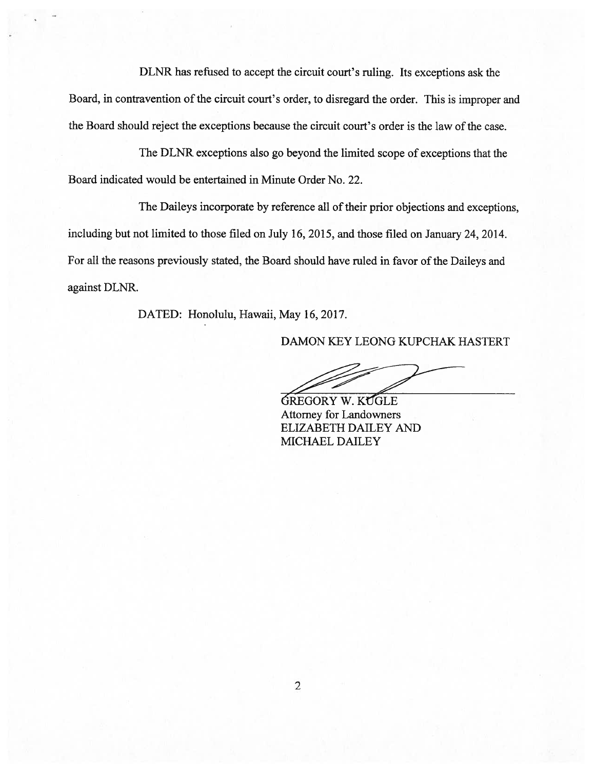DLNR has refused to accept the circuit court's ruling. Its exceptions ask the Board, in contravention of the circuit court's order, to disregard the order. This is improper and the Board should reject the exceptions because the circuit court's order is the law of the case.

The DLNR exceptions also go beyond the limited scope of exceptions that the Board indicated would be entertained in Minute Order No. 22.

The Daileys incorporate by reference all of their prior objections and exceptions, including but not limited to those filed on July 16, 2015, and those filed on January 24, 2014. For all the reasons previously stated, the Board should have ruled in favor of the Daileys and against DLNR.

DATED: Honolulu, Hawaii, May 16, 2017.

DAMON KEY LEONG KUPCHAK HASTERT

GREGORY W. KUGLE
Attorney for Landowners
ELIZABETH DAILEY AND
MICHAEL DAILEY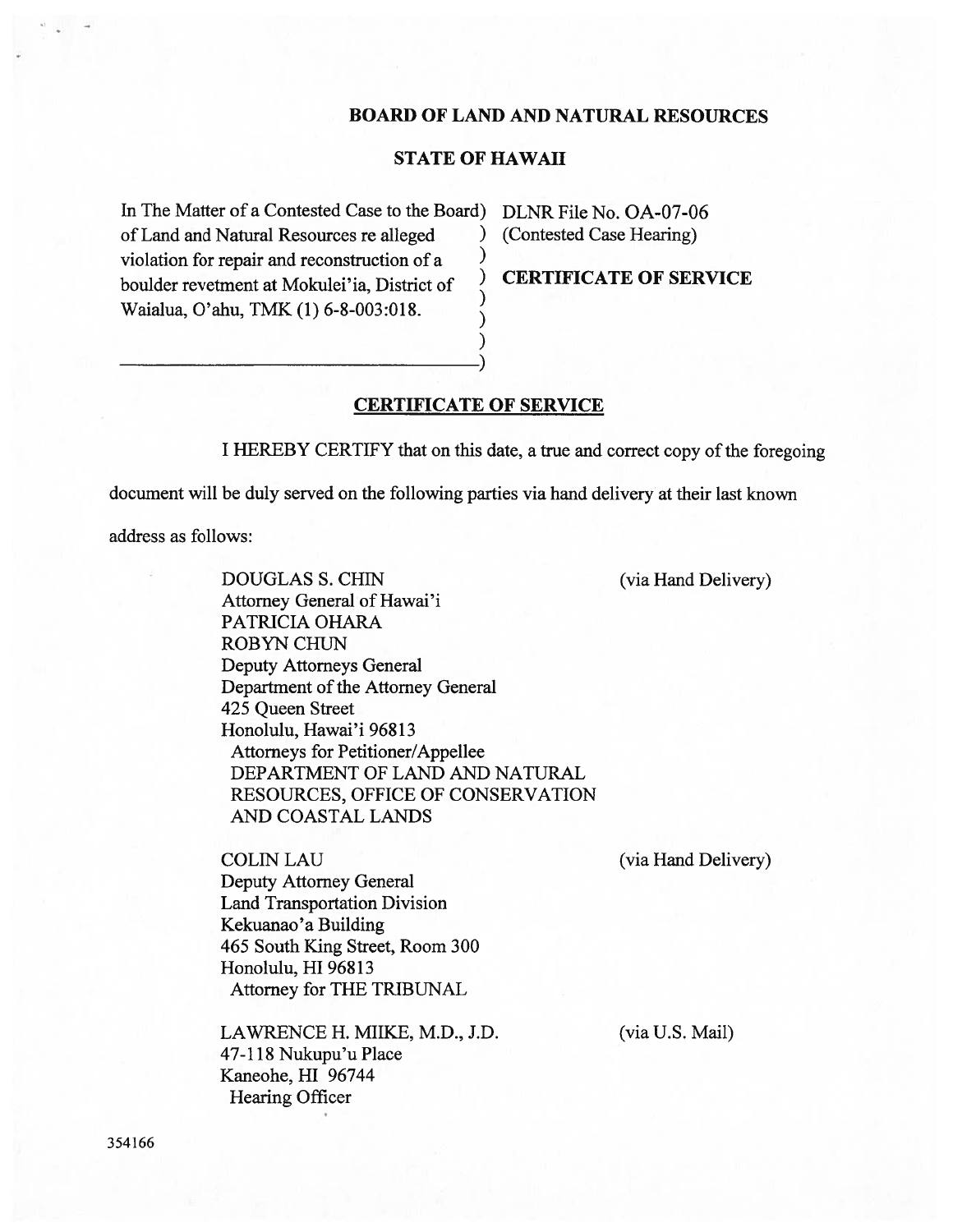**BOARD OF LAND AND NATURAL RESOURCES**

**STATE OF HAWAII**

| | |
|---|---|
| In The Matter of a Contested Case to the Board of Land and Natural Resources re alleged violation for repair and reconstruction of a boulder revetment at Mokulei'ia, District of Waialua, O'ahu, TMK (1) 6-8-003:018. | DLNR File No. OA-07-06 (Contested Case Hearing) **CERTIFICATE OF SERVICE** |

## CERTIFICATE OF SERVICE

I HEREBY CERTIFY that on this date, a true and correct copy of the foregoing document will be duly served on the following parties via hand delivery at their last known address as follows:

DOUGLAS S. CHIN
Attorney General of Hawai'i
PATRICIA OHARA
ROBYN CHUN
Deputy Attorneys General
Department of the Attorney General
425 Queen Street
Honolulu, Hawai'i 96813
Attorneys for Petitioner/Appellee
DEPARTMENT OF LAND AND NATURAL RESOURCES, OFFICE OF CONSERVATION AND COASTAL LANDS
(via Hand Delivery)

COLIN LAU
Deputy Attorney General
Land Transportation Division
Kekuanao'a Building
465 South King Street, Room 300
Honolulu, HI 96813
Attorney for THE TRIBUNAL
(via Hand Delivery)

LAWRENCE H. MIIKE, M.D., J.D.
47-118 Nukupu'u Place
Kaneohe, HI 96744
Hearing Officer
(via U.S. Mail)

354166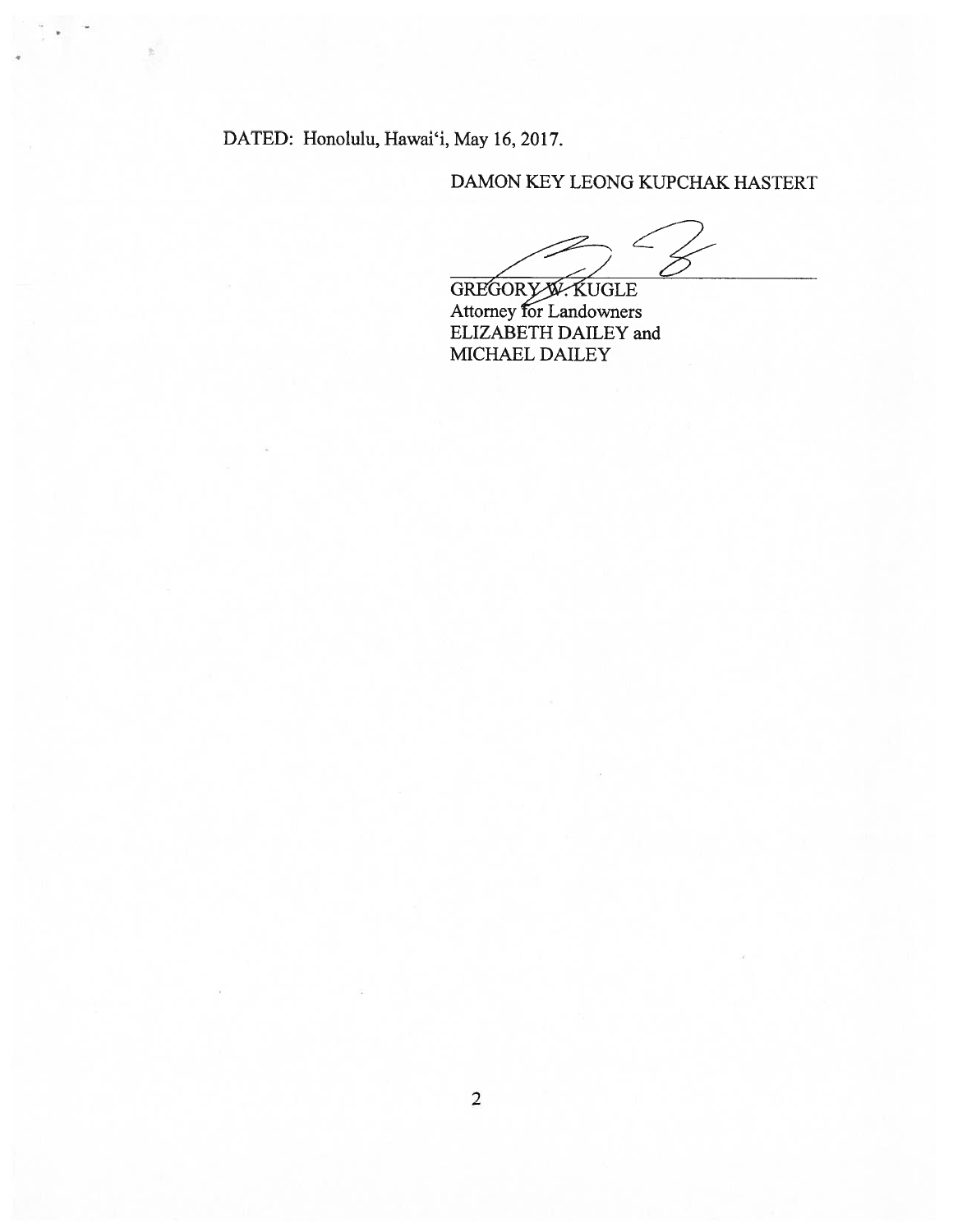DATED: Honolulu, Hawaiʻi, May 16, 2017.

DAMON KEY LEONG KUPCHAK HASTERT

GREGORY W. KUGLE
Attorney for Landowners
ELIZABETH DAILEY and
MICHAEL DAILEY